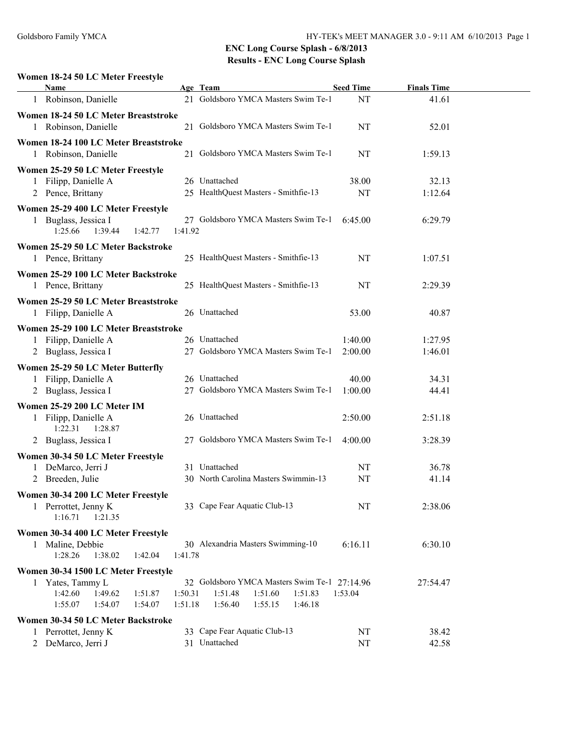## ENC Long Course Splash - 6/8/2013

## Results - ENC Long Course Splash

### Women 18-24 50 LC Meter Freestyle

| | Name | Age | Team | Seed Time | Finals Time |
|---|---|---|---|---|---|
| 1 | Robinson, Danielle | 21 | Goldsboro YMCA Masters Swim Te-1 | NT | 41.61 |

### Women 18-24 50 LC Meter Breaststroke

| | Name | Age | Team | Seed Time | Finals Time |
|---|---|---|---|---|---|
| 1 | Robinson, Danielle | 21 | Goldsboro YMCA Masters Swim Te-1 | NT | 52.01 |

### Women 18-24 100 LC Meter Breaststroke

| | Name | Age | Team | Seed Time | Finals Time |
|---|---|---|---|---|---|
| 1 | Robinson, Danielle | 21 | Goldsboro YMCA Masters Swim Te-1 | NT | 1:59.13 |

### Women 25-29 50 LC Meter Freestyle

| | Name | Age | Team | Seed Time | Finals Time |
|---|---|---|---|---|---|
| 1 | Filipp, Danielle A | 26 | Unattached | 38.00 | 32.13 |
| 2 | Pence, Brittany | 25 | HealthQuest Masters - Smithfie-13 | NT | 1:12.64 |

### Women 25-29 400 LC Meter Freestyle

| | Name | Age | Team | Seed Time | Finals Time |
|---|---|---|---|---|---|
| 1 | Buglass, Jessica I | 27 | Goldsboro YMCA Masters Swim Te-1 | 6:45.00 | 6:29.79 |

1:25.66 1:39.44 1:42.77 1:41.92

### Women 25-29 50 LC Meter Backstroke

| | Name | Age | Team | Seed Time | Finals Time |
|---|---|---|---|---|---|
| 1 | Pence, Brittany | 25 | HealthQuest Masters - Smithfie-13 | NT | 1:07.51 |

### Women 25-29 100 LC Meter Backstroke

| | Name | Age | Team | Seed Time | Finals Time |
|---|---|---|---|---|---|
| 1 | Pence, Brittany | 25 | HealthQuest Masters - Smithfie-13 | NT | 2:29.39 |

### Women 25-29 50 LC Meter Breaststroke

| | Name | Age | Team | Seed Time | Finals Time |
|---|---|---|---|---|---|
| 1 | Filipp, Danielle A | 26 | Unattached | 53.00 | 40.87 |

### Women 25-29 100 LC Meter Breaststroke

| | Name | Age | Team | Seed Time | Finals Time |
|---|---|---|---|---|---|
| 1 | Filipp, Danielle A | 26 | Unattached | 1:40.00 | 1:27.95 |
| 2 | Buglass, Jessica I | 27 | Goldsboro YMCA Masters Swim Te-1 | 2:00.00 | 1:46.01 |

### Women 25-29 50 LC Meter Butterfly

| | Name | Age | Team | Seed Time | Finals Time |
|---|---|---|---|---|---|
| 1 | Filipp, Danielle A | 26 | Unattached | 40.00 | 34.31 |
| 2 | Buglass, Jessica I | 27 | Goldsboro YMCA Masters Swim Te-1 | 1:00.00 | 44.41 |

### Women 25-29 200 LC Meter IM

| | Name | Age | Team | Seed Time | Finals Time |
|---|---|---|---|---|---|
| 1 | Filipp, Danielle A | 26 | Unattached | 2:50.00 | 2:51.18 |
| | 1:22.31 1:28.87 | | | | |
| 2 | Buglass, Jessica I | 27 | Goldsboro YMCA Masters Swim Te-1 | 4:00.00 | 3:28.39 |

### Women 30-34 50 LC Meter Freestyle

| | Name | Age | Team | Seed Time | Finals Time |
|---|---|---|---|---|---|
| 1 | DeMarco, Jerri J | 31 | Unattached | NT | 36.78 |
| 2 | Breeden, Julie | 30 | North Carolina Masters Swimmin-13 | NT | 41.14 |

### Women 30-34 200 LC Meter Freestyle

| | Name | Age | Team | Seed Time | Finals Time |
|---|---|---|---|---|---|
| 1 | Perrottet, Jenny K | 33 | Cape Fear Aquatic Club-13 | NT | 2:38.06 |

1:16.71 1:21.35

### Women 30-34 400 LC Meter Freestyle

| | Name | Age | Team | Seed Time | Finals Time |
|---|---|---|---|---|---|
| 1 | Maline, Debbie | 30 | Alexandria Masters Swimming-10 | 6:16.11 | 6:30.10 |

1:28.26 1:38.02 1:42.04 1:41.78

### Women 30-34 1500 LC Meter Freestyle

| | Name | Age | Team | Seed Time | Finals Time |
|---|---|---|---|---|---|
| 1 | Yates, Tammy L | 32 | Goldsboro YMCA Masters Swim Te-1 | 27:14.96 | 27:54.47 |

1:42.60 1:49.62 1:51.87 1:50.31 1:51.48 1:51.60 1:51.83 1:53.04
1:55.07 1:54.07 1:54.07 1:51.18 1:56.40 1:55.15 1:46.18

### Women 30-34 50 LC Meter Backstroke

| | Name | Age | Team | Seed Time | Finals Time |
|---|---|---|---|---|---|
| 1 | Perrottet, Jenny K | 33 | Cape Fear Aquatic Club-13 | NT | 38.42 |
| 2 | DeMarco, Jerri J | 31 | Unattached | NT | 42.58 |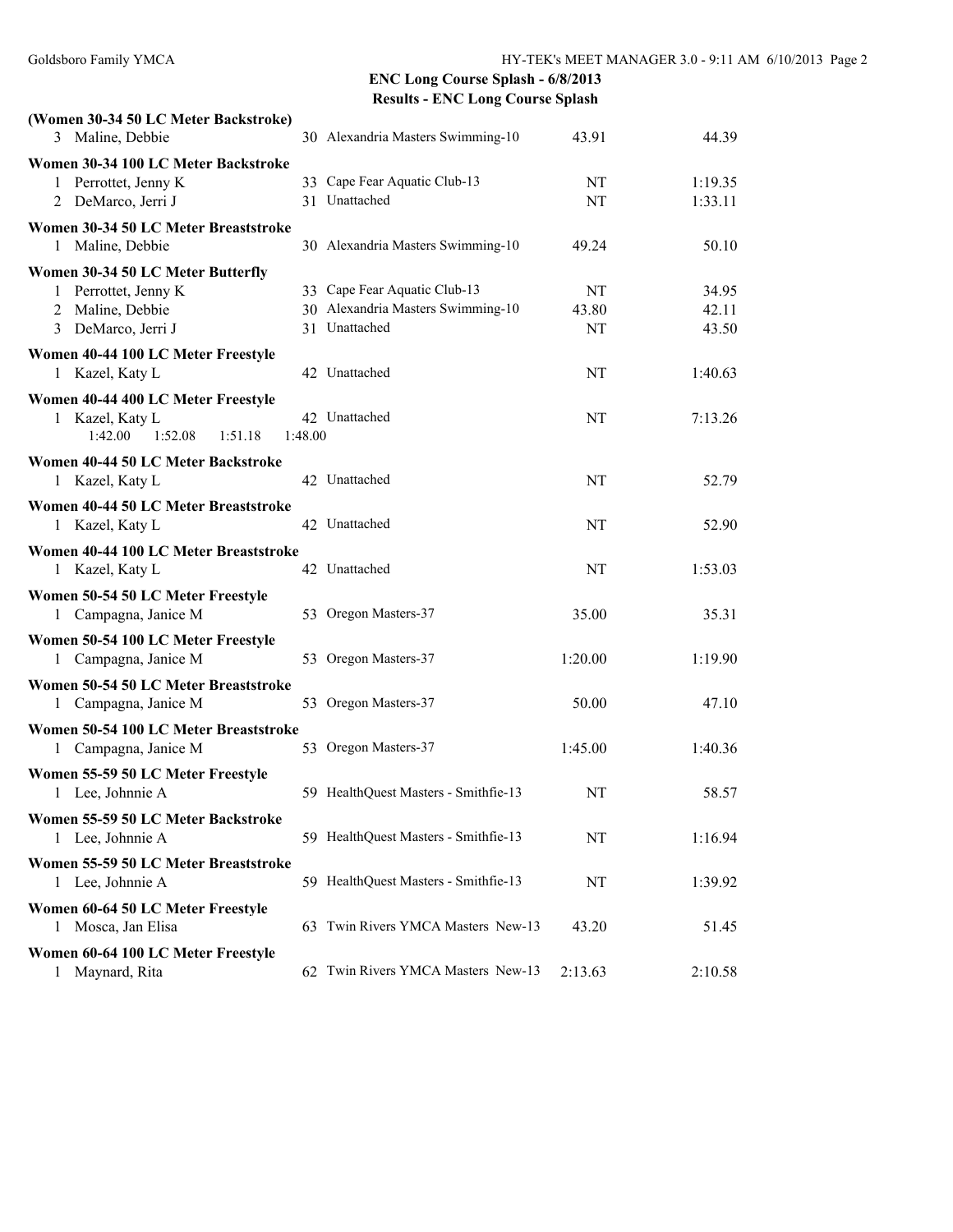## ENC Long Course Splash - 6/8/2013

### Results - ENC Long Course Splash

**(Women 30-34 50 LC Meter Backstroke)**

| | Name | Age | Team | Seed | Finals |
|---|---|---|---|---|---|
| 3 | Maline, Debbie | 30 | Alexandria Masters Swimming-10 | 43.91 | 44.39 |

**Women 30-34 100 LC Meter Backstroke**

| | Name | Age | Team | Seed | Finals |
|---|---|---|---|---|---|
| 1 | Perrottet, Jenny K | 33 | Cape Fear Aquatic Club-13 | NT | 1:19.35 |
| 2 | DeMarco, Jerri J | 31 | Unattached | NT | 1:33.11 |

**Women 30-34 50 LC Meter Breaststroke**

| | Name | Age | Team | Seed | Finals |
|---|---|---|---|---|---|
| 1 | Maline, Debbie | 30 | Alexandria Masters Swimming-10 | 49.24 | 50.10 |

**Women 30-34 50 LC Meter Butterfly**

| | Name | Age | Team | Seed | Finals |
|---|---|---|---|---|---|
| 1 | Perrottet, Jenny K | 33 | Cape Fear Aquatic Club-13 | NT | 34.95 |
| 2 | Maline, Debbie | 30 | Alexandria Masters Swimming-10 | 43.80 | 42.11 |
| 3 | DeMarco, Jerri J | 31 | Unattached | NT | 43.50 |

**Women 40-44 100 LC Meter Freestyle**

| | Name | Age | Team | Seed | Finals |
|---|---|---|---|---|---|
| 1 | Kazel, Katy L | 42 | Unattached | NT | 1:40.63 |

**Women 40-44 400 LC Meter Freestyle**

| | Name | Age | Team | Seed | Finals |
|---|---|---|---|---|---|
| 1 | Kazel, Katy L | 42 | Unattached | NT | 7:13.26 |

1:42.00 1:52.08 1:51.18 1:48.00

**Women 40-44 50 LC Meter Backstroke**

| | Name | Age | Team | Seed | Finals |
|---|---|---|---|---|---|
| 1 | Kazel, Katy L | 42 | Unattached | NT | 52.79 |

**Women 40-44 50 LC Meter Breaststroke**

| | Name | Age | Team | Seed | Finals |
|---|---|---|---|---|---|
| 1 | Kazel, Katy L | 42 | Unattached | NT | 52.90 |

**Women 40-44 100 LC Meter Breaststroke**

| | Name | Age | Team | Seed | Finals |
|---|---|---|---|---|---|
| 1 | Kazel, Katy L | 42 | Unattached | NT | 1:53.03 |

**Women 50-54 50 LC Meter Freestyle**

| | Name | Age | Team | Seed | Finals |
|---|---|---|---|---|---|
| 1 | Campagna, Janice M | 53 | Oregon Masters-37 | 35.00 | 35.31 |

**Women 50-54 100 LC Meter Freestyle**

| | Name | Age | Team | Seed | Finals |
|---|---|---|---|---|---|
| 1 | Campagna, Janice M | 53 | Oregon Masters-37 | 1:20.00 | 1:19.90 |

**Women 50-54 50 LC Meter Breaststroke**

| | Name | Age | Team | Seed | Finals |
|---|---|---|---|---|---|
| 1 | Campagna, Janice M | 53 | Oregon Masters-37 | 50.00 | 47.10 |

**Women 50-54 100 LC Meter Breaststroke**

| | Name | Age | Team | Seed | Finals |
|---|---|---|---|---|---|
| 1 | Campagna, Janice M | 53 | Oregon Masters-37 | 1:45.00 | 1:40.36 |

**Women 55-59 50 LC Meter Freestyle**

| | Name | Age | Team | Seed | Finals |
|---|---|---|---|---|---|
| 1 | Lee, Johnnie A | 59 | HealthQuest Masters - Smithfie-13 | NT | 58.57 |

**Women 55-59 50 LC Meter Backstroke**

| | Name | Age | Team | Seed | Finals |
|---|---|---|---|---|---|
| 1 | Lee, Johnnie A | 59 | HealthQuest Masters - Smithfie-13 | NT | 1:16.94 |

**Women 55-59 50 LC Meter Breaststroke**

| | Name | Age | Team | Seed | Finals |
|---|---|---|---|---|---|
| 1 | Lee, Johnnie A | 59 | HealthQuest Masters - Smithfie-13 | NT | 1:39.92 |

**Women 60-64 50 LC Meter Freestyle**

| | Name | Age | Team | Seed | Finals |
|---|---|---|---|---|---|
| 1 | Mosca, Jan Elisa | 63 | Twin Rivers YMCA Masters New-13 | 43.20 | 51.45 |

**Women 60-64 100 LC Meter Freestyle**

| | Name | Age | Team | Seed | Finals |
|---|---|---|---|---|---|
| 1 | Maynard, Rita | 62 | Twin Rivers YMCA Masters New-13 | 2:13.63 | 2:10.58 |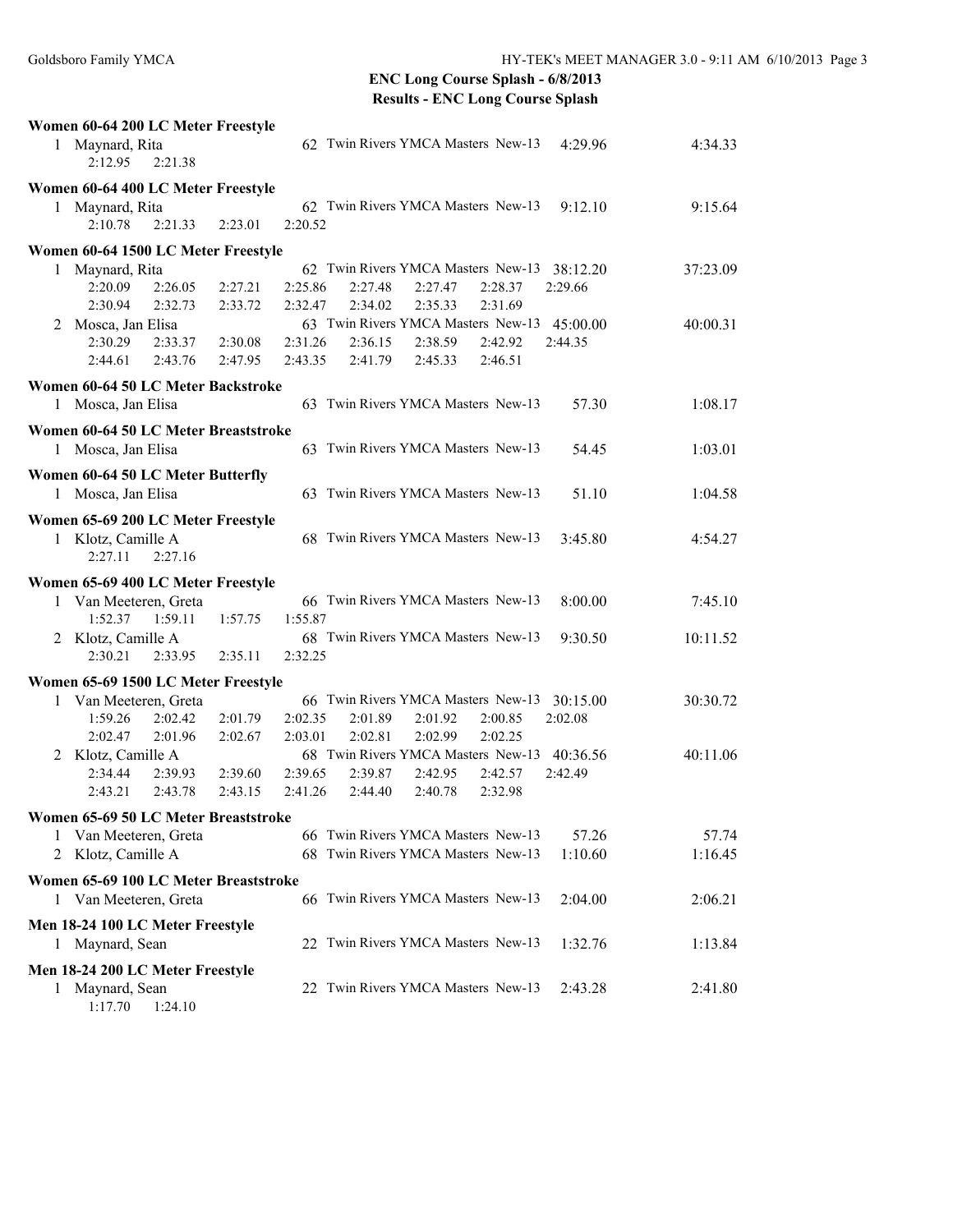**ENC Long Course Splash - 6/8/2013**
**Results - ENC Long Course Splash**

### Women 60-64 200 LC Meter Freestyle

1 Maynard, Rita — 62 Twin Rivers YMCA Masters New-13 — 4:29.96 — 4:34.33
2:12.95 2:21.38

### Women 60-64 400 LC Meter Freestyle

1 Maynard, Rita — 62 Twin Rivers YMCA Masters New-13 — 9:12.10 — 9:15.64
2:10.78 2:21.33 2:23.01 2:20.52

### Women 60-64 1500 LC Meter Freestyle

1 Maynard, Rita — 62 Twin Rivers YMCA Masters New-13 — 38:12.20 — 37:23.09
2:20.09 2:26.05 2:27.21 2:25.86 2:27.48 2:27.47 2:28.37 2:29.66
2:30.94 2:32.73 2:33.72 2:32.47 2:34.02 2:35.33 2:31.69

2 Mosca, Jan Elisa — 63 Twin Rivers YMCA Masters New-13 — 45:00.00 — 40:00.31
2:30.29 2:33.37 2:30.08 2:31.26 2:36.15 2:38.59 2:42.92 2:44.35
2:44.61 2:43.76 2:47.95 2:43.35 2:41.79 2:45.33 2:46.51

### Women 60-64 50 LC Meter Backstroke

1 Mosca, Jan Elisa — 63 Twin Rivers YMCA Masters New-13 — 57.30 — 1:08.17

### Women 60-64 50 LC Meter Breaststroke

1 Mosca, Jan Elisa — 63 Twin Rivers YMCA Masters New-13 — 54.45 — 1:03.01

### Women 60-64 50 LC Meter Butterfly

1 Mosca, Jan Elisa — 63 Twin Rivers YMCA Masters New-13 — 51.10 — 1:04.58

### Women 65-69 200 LC Meter Freestyle

1 Klotz, Camille A — 68 Twin Rivers YMCA Masters New-13 — 3:45.80 — 4:54.27
2:27.11 2:27.16

### Women 65-69 400 LC Meter Freestyle

1 Van Meeteren, Greta — 66 Twin Rivers YMCA Masters New-13 — 8:00.00 — 7:45.10
1:52.37 1:59.11 1:57.75 1:55.87

2 Klotz, Camille A — 68 Twin Rivers YMCA Masters New-13 — 9:30.50 — 10:11.52
2:30.21 2:33.95 2:35.11 2:32.25

### Women 65-69 1500 LC Meter Freestyle

1 Van Meeteren, Greta — 66 Twin Rivers YMCA Masters New-13 — 30:15.00 — 30:30.72
1:59.26 2:02.42 2:01.79 2:02.35 2:01.89 2:01.92 2:00.85 2:02.08
2:02.47 2:01.96 2:02.67 2:03.01 2:02.81 2:02.99 2:02.25

2 Klotz, Camille A — 68 Twin Rivers YMCA Masters New-13 — 40:36.56 — 40:11.06
2:34.44 2:39.93 2:39.60 2:39.65 2:39.87 2:42.95 2:42.57 2:42.49
2:43.21 2:43.78 2:43.15 2:41.26 2:44.40 2:40.78 2:32.98

### Women 65-69 50 LC Meter Breaststroke

1 Van Meeteren, Greta — 66 Twin Rivers YMCA Masters New-13 — 57.26 — 57.74
2 Klotz, Camille A — 68 Twin Rivers YMCA Masters New-13 — 1:10.60 — 1:16.45

### Women 65-69 100 LC Meter Breaststroke

1 Van Meeteren, Greta — 66 Twin Rivers YMCA Masters New-13 — 2:04.00 — 2:06.21

### Men 18-24 100 LC Meter Freestyle

1 Maynard, Sean — 22 Twin Rivers YMCA Masters New-13 — 1:32.76 — 1:13.84

### Men 18-24 200 LC Meter Freestyle

1 Maynard, Sean — 22 Twin Rivers YMCA Masters New-13 — 2:43.28 — 2:41.80
1:17.70 1:24.10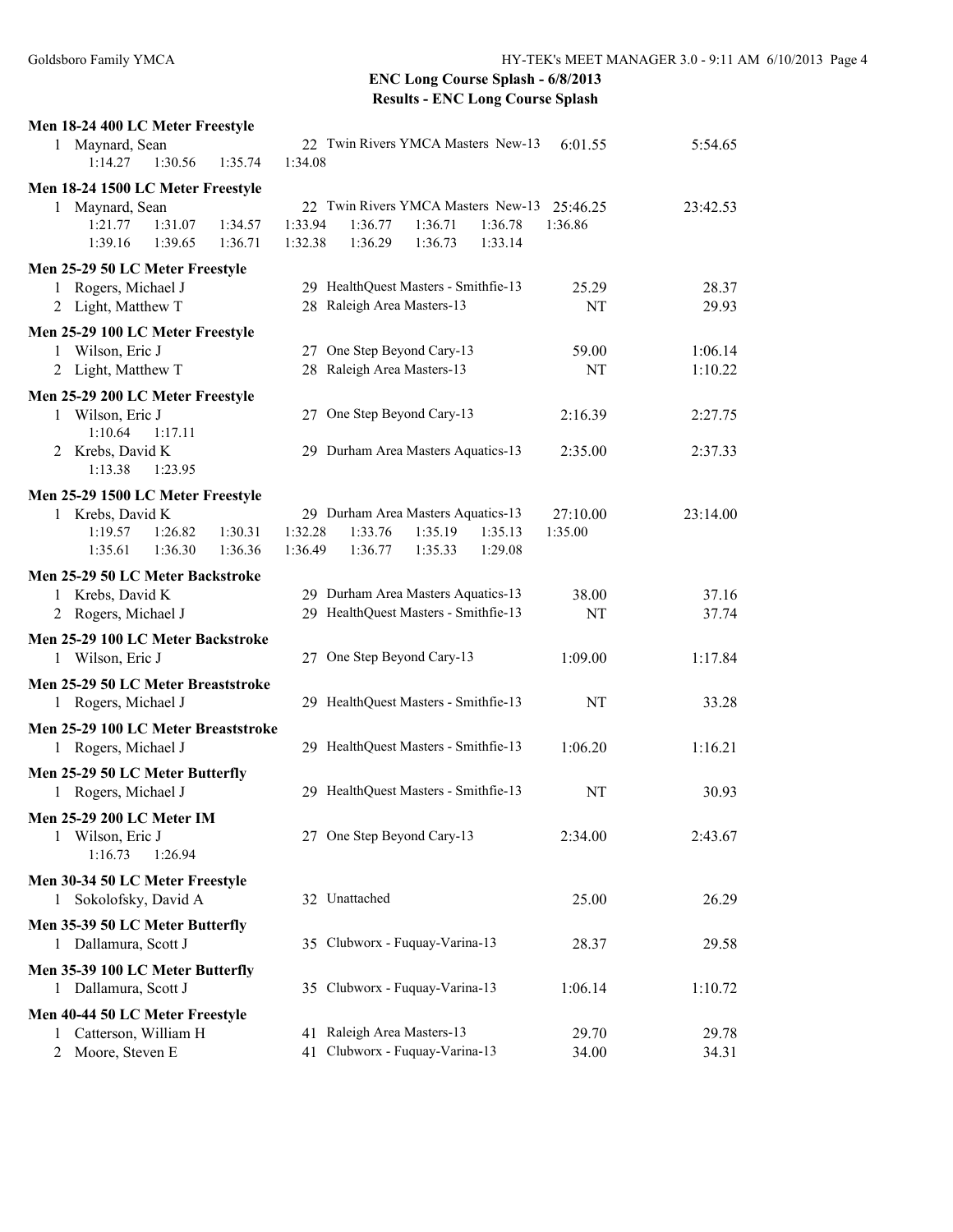**ENC Long Course Splash - 6/8/2013**
**Results - ENC Long Course Splash**

### Men 18-24 400 LC Meter Freestyle

| | Name | Age | Team | Seed Time | Finals Time |
|---|---|---|---|---|---|
| 1 | Maynard, Sean | 22 | Twin Rivers YMCA Masters New-13 | 6:01.55 | 5:54.65 |

Splits: 1:14.27 1:30.56 1:35.74 1:34.08

### Men 18-24 1500 LC Meter Freestyle

| | Name | Age | Team | Seed Time | Finals Time |
|---|---|---|---|---|---|
| 1 | Maynard, Sean | 22 | Twin Rivers YMCA Masters New-13 | 25:46.25 | 23:42.53 |

Splits: 1:21.77 1:31.07 1:34.57 1:33.94 1:36.77 1:36.71 1:36.78 1:36.86 1:39.16 1:39.65 1:36.71 1:32.38 1:36.29 1:36.73 1:33.14

### Men 25-29 50 LC Meter Freestyle

| | Name | Age | Team | Seed Time | Finals Time |
|---|---|---|---|---|---|
| 1 | Rogers, Michael J | 29 | HealthQuest Masters - Smithfie-13 | 25.29 | 28.37 |
| 2 | Light, Matthew T | 28 | Raleigh Area Masters-13 | NT | 29.93 |

### Men 25-29 100 LC Meter Freestyle

| | Name | Age | Team | Seed Time | Finals Time |
|---|---|---|---|---|---|
| 1 | Wilson, Eric J | 27 | One Step Beyond Cary-13 | 59.00 | 1:06.14 |
| 2 | Light, Matthew T | 28 | Raleigh Area Masters-13 | NT | 1:10.22 |

### Men 25-29 200 LC Meter Freestyle

| | Name | Age | Team | Seed Time | Finals Time |
|---|---|---|---|---|---|
| 1 | Wilson, Eric J | 27 | One Step Beyond Cary-13 | 2:16.39 | 2:27.75 |
| | Splits: 1:10.64 1:17.11 | | | | |
| 2 | Krebs, David K | 29 | Durham Area Masters Aquatics-13 | 2:35.00 | 2:37.33 |
| | Splits: 1:13.38 1:23.95 | | | | |

### Men 25-29 1500 LC Meter Freestyle

| | Name | Age | Team | Seed Time | Finals Time |
|---|---|---|---|---|---|
| 1 | Krebs, David K | 29 | Durham Area Masters Aquatics-13 | 27:10.00 | 23:14.00 |

Splits: 1:19.57 1:26.82 1:30.31 1:32.28 1:33.76 1:35.19 1:35.13 1:35.00 1:35.61 1:36.30 1:36.36 1:36.49 1:36.77 1:35.33 1:29.08

### Men 25-29 50 LC Meter Backstroke

| | Name | Age | Team | Seed Time | Finals Time |
|---|---|---|---|---|---|
| 1 | Krebs, David K | 29 | Durham Area Masters Aquatics-13 | 38.00 | 37.16 |
| 2 | Rogers, Michael J | 29 | HealthQuest Masters - Smithfie-13 | NT | 37.74 |

### Men 25-29 100 LC Meter Backstroke

| | Name | Age | Team | Seed Time | Finals Time |
|---|---|---|---|---|---|
| 1 | Wilson, Eric J | 27 | One Step Beyond Cary-13 | 1:09.00 | 1:17.84 |

### Men 25-29 50 LC Meter Breaststroke

| | Name | Age | Team | Seed Time | Finals Time |
|---|---|---|---|---|---|
| 1 | Rogers, Michael J | 29 | HealthQuest Masters - Smithfie-13 | NT | 33.28 |

### Men 25-29 100 LC Meter Breaststroke

| | Name | Age | Team | Seed Time | Finals Time |
|---|---|---|---|---|---|
| 1 | Rogers, Michael J | 29 | HealthQuest Masters - Smithfie-13 | 1:06.20 | 1:16.21 |

### Men 25-29 50 LC Meter Butterfly

| | Name | Age | Team | Seed Time | Finals Time |
|---|---|---|---|---|---|
| 1 | Rogers, Michael J | 29 | HealthQuest Masters - Smithfie-13 | NT | 30.93 |

### Men 25-29 200 LC Meter IM

| | Name | Age | Team | Seed Time | Finals Time |
|---|---|---|---|---|---|
| 1 | Wilson, Eric J | 27 | One Step Beyond Cary-13 | 2:34.00 | 2:43.67 |

Splits: 1:16.73 1:26.94

### Men 30-34 50 LC Meter Freestyle

| | Name | Age | Team | Seed Time | Finals Time |
|---|---|---|---|---|---|
| 1 | Sokolofsky, David A | 32 | Unattached | 25.00 | 26.29 |

### Men 35-39 50 LC Meter Butterfly

| | Name | Age | Team | Seed Time | Finals Time |
|---|---|---|---|---|---|
| 1 | Dallamura, Scott J | 35 | Clubworx - Fuquay-Varina-13 | 28.37 | 29.58 |

### Men 35-39 100 LC Meter Butterfly

| | Name | Age | Team | Seed Time | Finals Time |
|---|---|---|---|---|---|
| 1 | Dallamura, Scott J | 35 | Clubworx - Fuquay-Varina-13 | 1:06.14 | 1:10.72 |

### Men 40-44 50 LC Meter Freestyle

| | Name | Age | Team | Seed Time | Finals Time |
|---|---|---|---|---|---|
| 1 | Catterson, William H | 41 | Raleigh Area Masters-13 | 29.70 | 29.78 |
| 2 | Moore, Steven E | 41 | Clubworx - Fuquay-Varina-13 | 34.00 | 34.31 |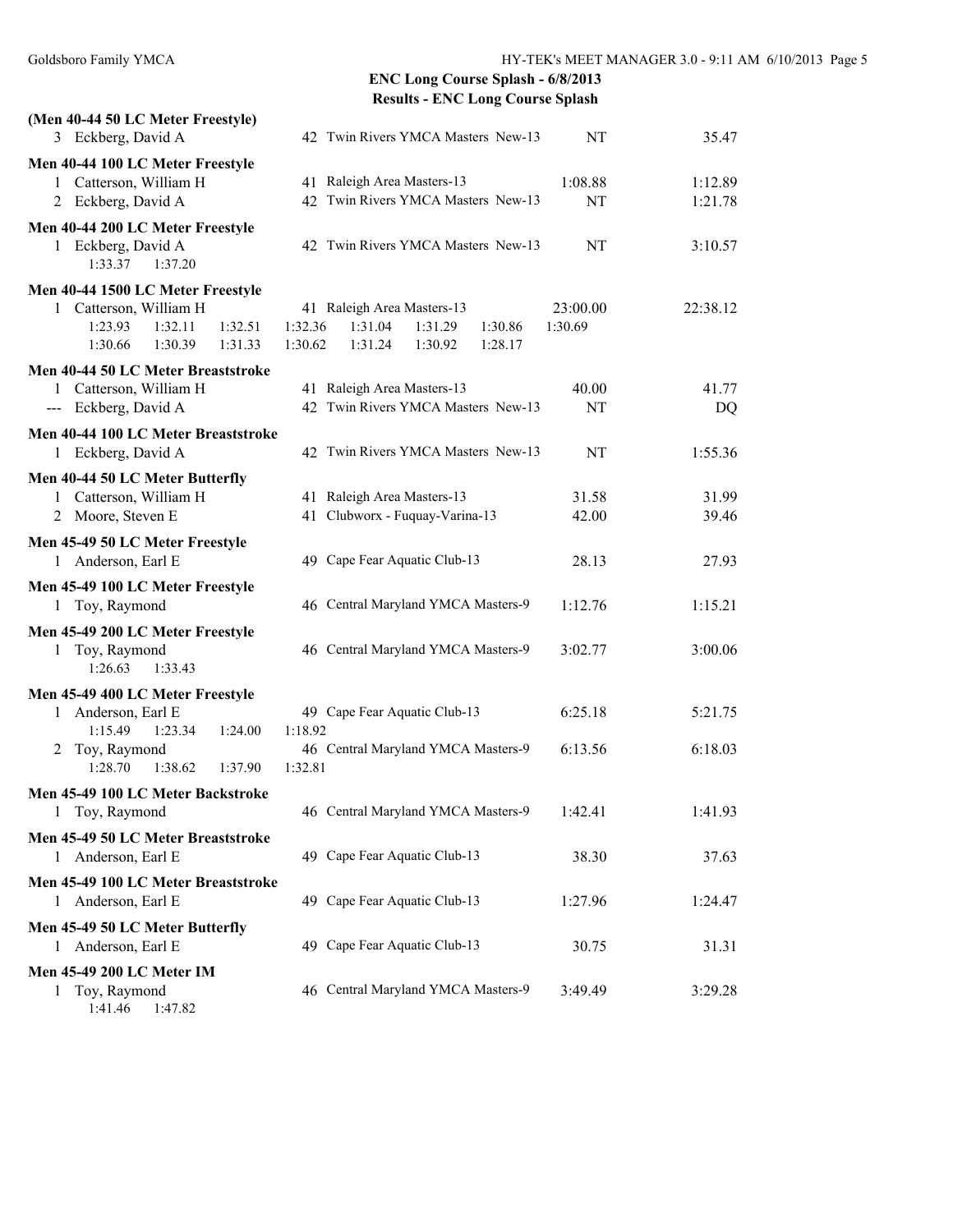**(Men 40-44 50 LC Meter Freestyle)**

| | Name | Age | Team | Seed Time | Finals Time |
|---|---|---|---|---|---|
| 3 | Eckberg, David A | 42 | Twin Rivers YMCA Masters New-13 | NT | 35.47 |

**Men 40-44 100 LC Meter Freestyle**

| | Name | Age | Team | Seed Time | Finals Time |
|---|---|---|---|---|---|
| 1 | Catterson, William H | 41 | Raleigh Area Masters-13 | 1:08.88 | 1:12.89 |
| 2 | Eckberg, David A | 42 | Twin Rivers YMCA Masters New-13 | NT | 1:21.78 |

**Men 40-44 200 LC Meter Freestyle**

| | Name | Age | Team | Seed Time | Finals Time |
|---|---|---|---|---|---|
| 1 | Eckberg, David A | 42 | Twin Rivers YMCA Masters New-13 | NT | 3:10.57 |

1:33.37 1:37.20

**Men 40-44 1500 LC Meter Freestyle**

| | Name | Age | Team | Seed Time | Finals Time |
|---|---|---|---|---|---|
| 1 | Catterson, William H | 41 | Raleigh Area Masters-13 | 23:00.00 | 22:38.12 |

1:23.93 1:32.11 1:32.51 1:32.36 1:31.04 1:31.29 1:30.86 1:30.69
1:30.66 1:30.39 1:31.33 1:30.62 1:31.24 1:30.92 1:28.17

**Men 40-44 50 LC Meter Breaststroke**

| | Name | Age | Team | Seed Time | Finals Time |
|---|---|---|---|---|---|
| 1 | Catterson, William H | 41 | Raleigh Area Masters-13 | 40.00 | 41.77 |
| --- | Eckberg, David A | 42 | Twin Rivers YMCA Masters New-13 | NT | DQ |

**Men 40-44 100 LC Meter Breaststroke**

| | Name | Age | Team | Seed Time | Finals Time |
|---|---|---|---|---|---|
| 1 | Eckberg, David A | 42 | Twin Rivers YMCA Masters New-13 | NT | 1:55.36 |

**Men 40-44 50 LC Meter Butterfly**

| | Name | Age | Team | Seed Time | Finals Time |
|---|---|---|---|---|---|
| 1 | Catterson, William H | 41 | Raleigh Area Masters-13 | 31.58 | 31.99 |
| 2 | Moore, Steven E | 41 | Clubworx - Fuquay-Varina-13 | 42.00 | 39.46 |

**Men 45-49 50 LC Meter Freestyle**

| | Name | Age | Team | Seed Time | Finals Time |
|---|---|---|---|---|---|
| 1 | Anderson, Earl E | 49 | Cape Fear Aquatic Club-13 | 28.13 | 27.93 |

**Men 45-49 100 LC Meter Freestyle**

| | Name | Age | Team | Seed Time | Finals Time |
|---|---|---|---|---|---|
| 1 | Toy, Raymond | 46 | Central Maryland YMCA Masters-9 | 1:12.76 | 1:15.21 |

**Men 45-49 200 LC Meter Freestyle**

| | Name | Age | Team | Seed Time | Finals Time |
|---|---|---|---|---|---|
| 1 | Toy, Raymond | 46 | Central Maryland YMCA Masters-9 | 3:02.77 | 3:00.06 |

1:26.63 1:33.43

**Men 45-49 400 LC Meter Freestyle**

| | Name | Age | Team | Seed Time | Finals Time |
|---|---|---|---|---|---|
| 1 | Anderson, Earl E | 49 | Cape Fear Aquatic Club-13 | 6:25.18 | 5:21.75 |

1:15.49 1:23.34 1:24.00 1:18.92

| | Name | Age | Team | Seed Time | Finals Time |
|---|---|---|---|---|---|
| 2 | Toy, Raymond | 46 | Central Maryland YMCA Masters-9 | 6:13.56 | 6:18.03 |

1:28.70 1:38.62 1:37.90 1:32.81

**Men 45-49 100 LC Meter Backstroke**

| | Name | Age | Team | Seed Time | Finals Time |
|---|---|---|---|---|---|
| 1 | Toy, Raymond | 46 | Central Maryland YMCA Masters-9 | 1:42.41 | 1:41.93 |

**Men 45-49 50 LC Meter Breaststroke**

| | Name | Age | Team | Seed Time | Finals Time |
|---|---|---|---|---|---|
| 1 | Anderson, Earl E | 49 | Cape Fear Aquatic Club-13 | 38.30 | 37.63 |

**Men 45-49 100 LC Meter Breaststroke**

| | Name | Age | Team | Seed Time | Finals Time |
|---|---|---|---|---|---|
| 1 | Anderson, Earl E | 49 | Cape Fear Aquatic Club-13 | 1:27.96 | 1:24.47 |

**Men 45-49 50 LC Meter Butterfly**

| | Name | Age | Team | Seed Time | Finals Time |
|---|---|---|---|---|---|
| 1 | Anderson, Earl E | 49 | Cape Fear Aquatic Club-13 | 30.75 | 31.31 |

**Men 45-49 200 LC Meter IM**

| | Name | Age | Team | Seed Time | Finals Time |
|---|---|---|---|---|---|
| 1 | Toy, Raymond | 46 | Central Maryland YMCA Masters-9 | 3:49.49 | 3:29.28 |

1:41.46 1:47.82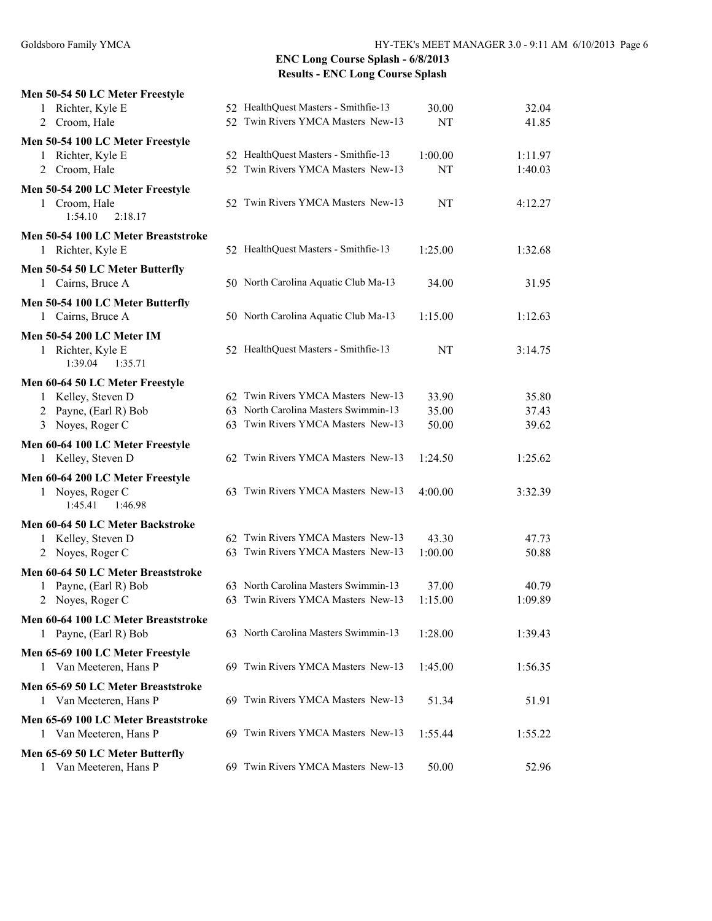## ENC Long Course Splash - 6/8/2013

### Results - ENC Long Course Splash

**Men 50-54 50 LC Meter Freestyle**

| Place | Name | Age | Team | Seed | Finals |
|---|---|---|---|---|---|
| 1 | Richter, Kyle E | 52 | HealthQuest Masters - Smithfie-13 | 30.00 | 32.04 |
| 2 | Croom, Hale | 52 | Twin Rivers YMCA Masters New-13 | NT | 41.85 |

**Men 50-54 100 LC Meter Freestyle**

| Place | Name | Age | Team | Seed | Finals |
|---|---|---|---|---|---|
| 1 | Richter, Kyle E | 52 | HealthQuest Masters - Smithfie-13 | 1:00.00 | 1:11.97 |
| 2 | Croom, Hale | 52 | Twin Rivers YMCA Masters New-13 | NT | 1:40.03 |

**Men 50-54 200 LC Meter Freestyle**

| Place | Name | Age | Team | Seed | Finals |
|---|---|---|---|---|---|
| 1 | Croom, Hale | 52 | Twin Rivers YMCA Masters New-13 | NT | 4:12.27 |
| | 1:54.10 2:18.17 | | | | |

**Men 50-54 100 LC Meter Breaststroke**

| Place | Name | Age | Team | Seed | Finals |
|---|---|---|---|---|---|
| 1 | Richter, Kyle E | 52 | HealthQuest Masters - Smithfie-13 | 1:25.00 | 1:32.68 |

**Men 50-54 50 LC Meter Butterfly**

| Place | Name | Age | Team | Seed | Finals |
|---|---|---|---|---|---|
| 1 | Cairns, Bruce A | 50 | North Carolina Aquatic Club Ma-13 | 34.00 | 31.95 |

**Men 50-54 100 LC Meter Butterfly**

| Place | Name | Age | Team | Seed | Finals |
|---|---|---|---|---|---|
| 1 | Cairns, Bruce A | 50 | North Carolina Aquatic Club Ma-13 | 1:15.00 | 1:12.63 |

**Men 50-54 200 LC Meter IM**

| Place | Name | Age | Team | Seed | Finals |
|---|---|---|---|---|---|
| 1 | Richter, Kyle E | 52 | HealthQuest Masters - Smithfie-13 | NT | 3:14.75 |
| | 1:39.04 1:35.71 | | | | |

**Men 60-64 50 LC Meter Freestyle**

| Place | Name | Age | Team | Seed | Finals |
|---|---|---|---|---|---|
| 1 | Kelley, Steven D | 62 | Twin Rivers YMCA Masters New-13 | 33.90 | 35.80 |
| 2 | Payne, (Earl R) Bob | 63 | North Carolina Masters Swimmin-13 | 35.00 | 37.43 |
| 3 | Noyes, Roger C | 63 | Twin Rivers YMCA Masters New-13 | 50.00 | 39.62 |

**Men 60-64 100 LC Meter Freestyle**

| Place | Name | Age | Team | Seed | Finals |
|---|---|---|---|---|---|
| 1 | Kelley, Steven D | 62 | Twin Rivers YMCA Masters New-13 | 1:24.50 | 1:25.62 |

**Men 60-64 200 LC Meter Freestyle**

| Place | Name | Age | Team | Seed | Finals |
|---|---|---|---|---|---|
| 1 | Noyes, Roger C | 63 | Twin Rivers YMCA Masters New-13 | 4:00.00 | 3:32.39 |
| | 1:45.41 1:46.98 | | | | |

**Men 60-64 50 LC Meter Backstroke**

| Place | Name | Age | Team | Seed | Finals |
|---|---|---|---|---|---|
| 1 | Kelley, Steven D | 62 | Twin Rivers YMCA Masters New-13 | 43.30 | 47.73 |
| 2 | Noyes, Roger C | 63 | Twin Rivers YMCA Masters New-13 | 1:00.00 | 50.88 |

**Men 60-64 50 LC Meter Breaststroke**

| Place | Name | Age | Team | Seed | Finals |
|---|---|---|---|---|---|
| 1 | Payne, (Earl R) Bob | 63 | North Carolina Masters Swimmin-13 | 37.00 | 40.79 |
| 2 | Noyes, Roger C | 63 | Twin Rivers YMCA Masters New-13 | 1:15.00 | 1:09.89 |

**Men 60-64 100 LC Meter Breaststroke**

| Place | Name | Age | Team | Seed | Finals |
|---|---|---|---|---|---|
| 1 | Payne, (Earl R) Bob | 63 | North Carolina Masters Swimmin-13 | 1:28.00 | 1:39.43 |

**Men 65-69 100 LC Meter Freestyle**

| Place | Name | Age | Team | Seed | Finals |
|---|---|---|---|---|---|
| 1 | Van Meeteren, Hans P | 69 | Twin Rivers YMCA Masters New-13 | 1:45.00 | 1:56.35 |

**Men 65-69 50 LC Meter Breaststroke**

| Place | Name | Age | Team | Seed | Finals |
|---|---|---|---|---|---|
| 1 | Van Meeteren, Hans P | 69 | Twin Rivers YMCA Masters New-13 | 51.34 | 51.91 |

**Men 65-69 100 LC Meter Breaststroke**

| Place | Name | Age | Team | Seed | Finals |
|---|---|---|---|---|---|
| 1 | Van Meeteren, Hans P | 69 | Twin Rivers YMCA Masters New-13 | 1:55.44 | 1:55.22 |

**Men 65-69 50 LC Meter Butterfly**

| Place | Name | Age | Team | Seed | Finals |
|---|---|---|---|---|---|
| 1 | Van Meeteren, Hans P | 69 | Twin Rivers YMCA Masters New-13 | 50.00 | 52.96 |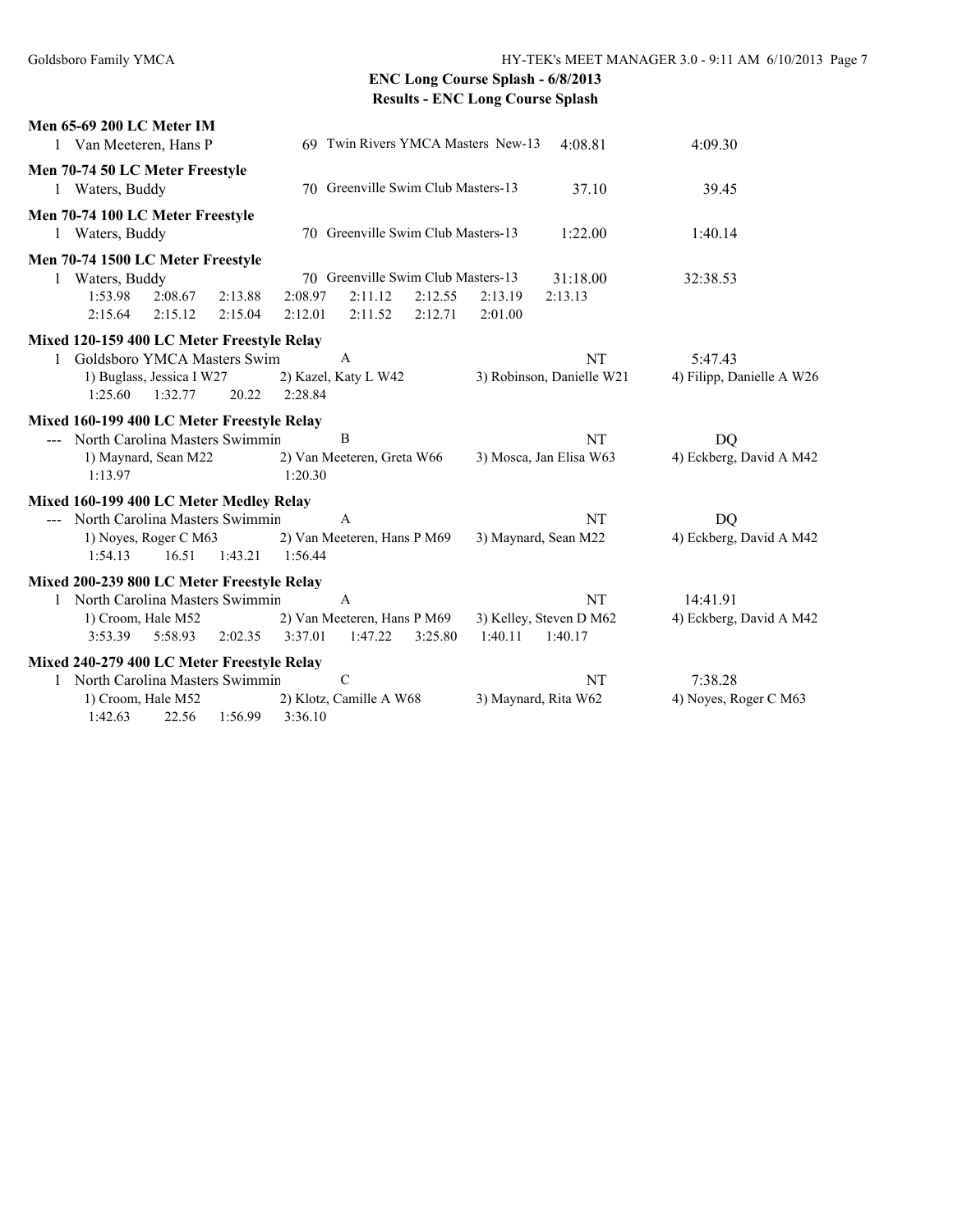**ENC Long Course Splash - 6/8/2013**

**Results - ENC Long Course Splash**

**Men 65-69 200 LC Meter IM**

1 Van Meeteren, Hans P — 69 Twin Rivers YMCA Masters New-13 — 4:08.81 — 4:09.30

**Men 70-74 50 LC Meter Freestyle**

1 Waters, Buddy — 70 Greenville Swim Club Masters-13 — 37.10 — 39.45

**Men 70-74 100 LC Meter Freestyle**

1 Waters, Buddy — 70 Greenville Swim Club Masters-13 — 1:22.00 — 1:40.14

**Men 70-74 1500 LC Meter Freestyle**

1 Waters, Buddy — 70 Greenville Swim Club Masters-13 — 31:18.00 — 32:38.53

1:53.98 2:08.67 2:13.88 2:08.97 2:11.12 2:12.55 2:13.19 2:13.13
2:15.64 2:15.12 2:15.04 2:12.01 2:11.52 2:12.71 2:01.00

**Mixed 120-159 400 LC Meter Freestyle Relay**

1 Goldsboro YMCA Masters Swim — A — NT — 5:47.43

1) Buglass, Jessica I W27 2) Kazel, Katy L W42 3) Robinson, Danielle W21 4) Filipp, Danielle A W26

1:25.60 1:32.77 20.22 2:28.84

**Mixed 160-199 400 LC Meter Freestyle Relay**

--- North Carolina Masters Swimmin — B — NT — DQ

1) Maynard, Sean M22 2) Van Meeteren, Greta W66 3) Mosca, Jan Elisa W63 4) Eckberg, David A M42

1:13.97 1:20.30

**Mixed 160-199 400 LC Meter Medley Relay**

--- North Carolina Masters Swimmin — A — NT — DQ

1) Noyes, Roger C M63 2) Van Meeteren, Hans P M69 3) Maynard, Sean M22 4) Eckberg, David A M42

1:54.13 16.51 1:43.21 1:56.44

**Mixed 200-239 800 LC Meter Freestyle Relay**

1 North Carolina Masters Swimmin — A — NT — 14:41.91

1) Croom, Hale M52 2) Van Meeteren, Hans P M69 3) Kelley, Steven D M62 4) Eckberg, David A M42

3:53.39 5:58.93 2:02.35 3:37.01 1:47.22 3:25.80 1:40.11 1:40.17

**Mixed 240-279 400 LC Meter Freestyle Relay**

1 North Carolina Masters Swimmin — C — NT — 7:38.28

1) Croom, Hale M52 2) Klotz, Camille A W68 3) Maynard, Rita W62 4) Noyes, Roger C M63

1:42.63 22.56 1:56.99 3:36.10